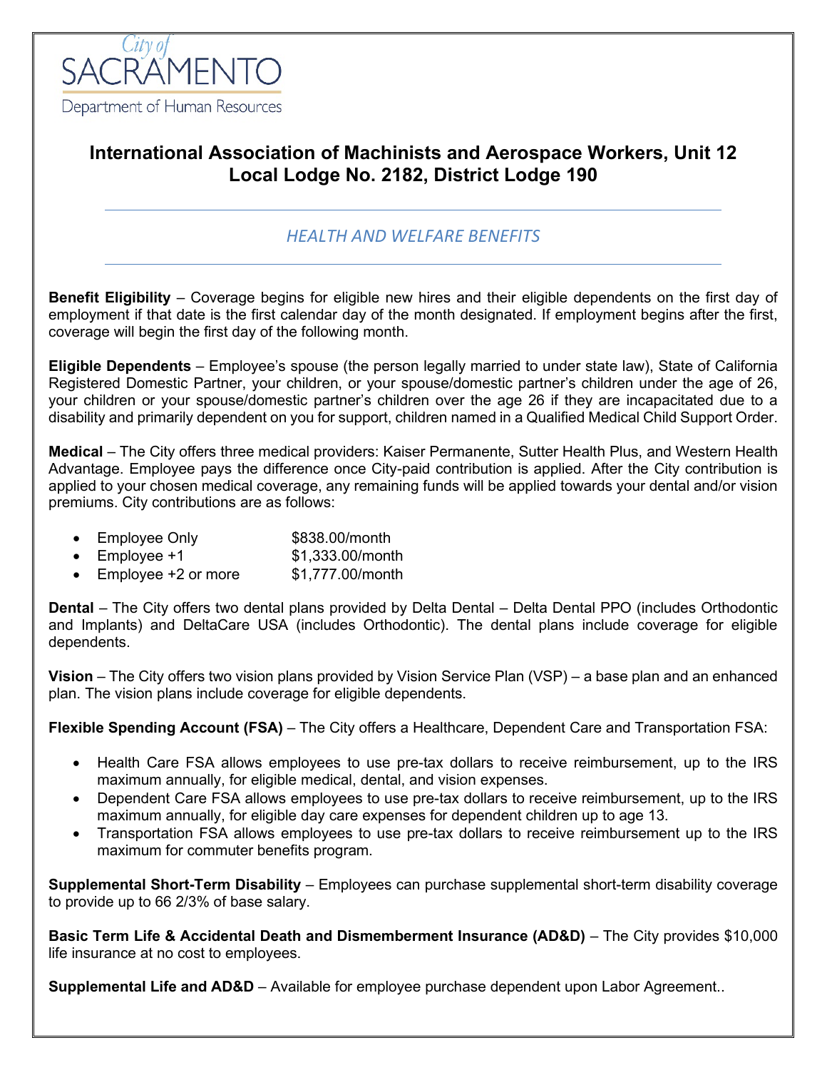City of SACRAMENTO

Department of Human Resources

# International Association of Machinists and Aerospace Workers, Unit 12 Local Lodge No. 2182, District Lodge 190

## *HEALTH AND WELFARE BENEFITS*

**Benefit Eligibility** – Coverage begins for eligible new hires and their eligible dependents on the first day of employment if that date is the first calendar day of the month designated. If employment begins after the first, coverage will begin the first day of the following month.

**Eligible Dependents** – Employee's spouse (the person legally married to under state law), State of California Registered Domestic Partner, your children, or your spouse/domestic partner's children under the age of 26, your children or your spouse/domestic partner's children over the age 26 if they are incapacitated due to a disability and primarily dependent on you for support, children named in a Qualified Medical Child Support Order.

**Medical** – The City offers three medical providers: Kaiser Permanente, Sutter Health Plus, and Western Health Advantage. Employee pays the difference once City-paid contribution is applied. After the City contribution is applied to your chosen medical coverage, any remaining funds will be applied towards your dental and/or vision premiums. City contributions are as follows:

- Employee Only $838.00/month
- Employee +1 $1,333.00/month
- Employee +2 or more $1,777.00/month

**Dental** – The City offers two dental plans provided by Delta Dental – Delta Dental PPO (includes Orthodontic and Implants) and DeltaCare USA (includes Orthodontic). The dental plans include coverage for eligible dependents.

**Vision** – The City offers two vision plans provided by Vision Service Plan (VSP) – a base plan and an enhanced plan. The vision plans include coverage for eligible dependents.

**Flexible Spending Account (FSA)** – The City offers a Healthcare, Dependent Care and Transportation FSA:

- Health Care FSA allows employees to use pre-tax dollars to receive reimbursement, up to the IRS maximum annually, for eligible medical, dental, and vision expenses.
- Dependent Care FSA allows employees to use pre-tax dollars to receive reimbursement, up to the IRS maximum annually, for eligible day care expenses for dependent children up to age 13.
- Transportation FSA allows employees to use pre-tax dollars to receive reimbursement up to the IRS maximum for commuter benefits program.

**Supplemental Short-Term Disability** – Employees can purchase supplemental short-term disability coverage to provide up to 66 2/3% of base salary.

**Basic Term Life & Accidental Death and Dismemberment Insurance (AD&D)** – The City provides $10,000 life insurance at no cost to employees.

**Supplemental Life and AD&D** – Available for employee purchase dependent upon Labor Agreement..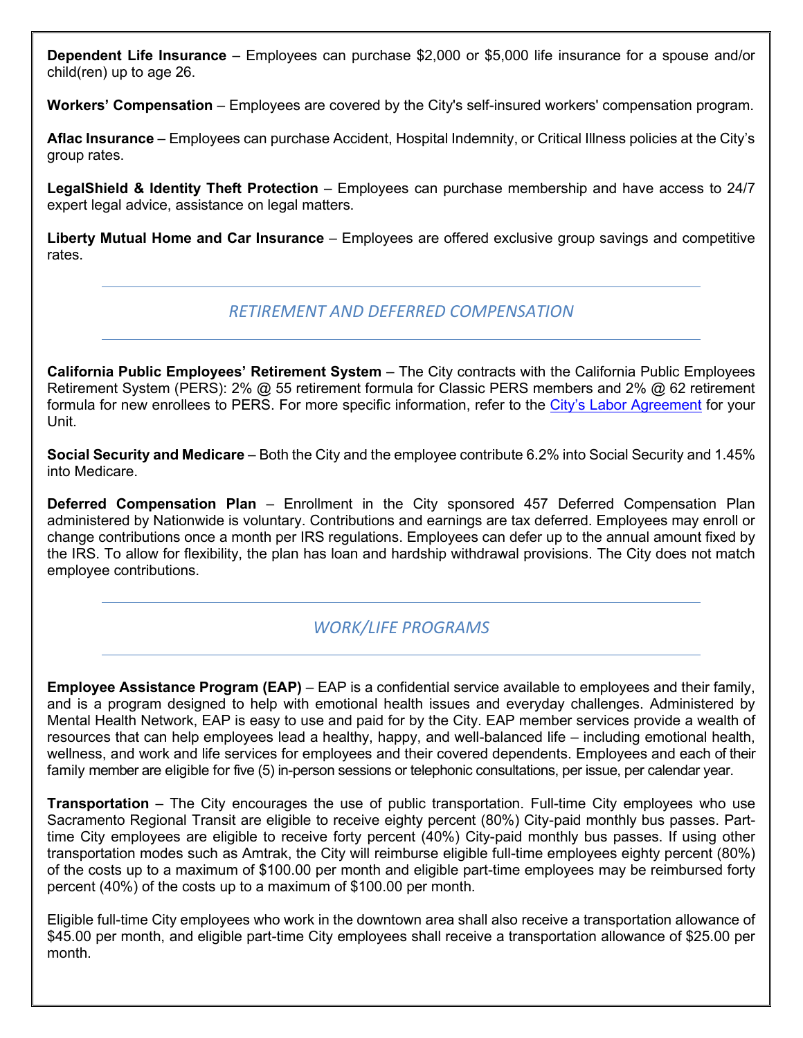**Dependent Life Insurance** – Employees can purchase $2,000 or $5,000 life insurance for a spouse and/or child(ren) up to age 26.

**Workers' Compensation** – Employees are covered by the City's self-insured workers' compensation program.

**Aflac Insurance** – Employees can purchase Accident, Hospital Indemnity, or Critical Illness policies at the City's group rates.

**LegalShield & Identity Theft Protection** – Employees can purchase membership and have access to 24/7 expert legal advice, assistance on legal matters.

**Liberty Mutual Home and Car Insurance** – Employees are offered exclusive group savings and competitive rates.

## *RETIREMENT AND DEFERRED COMPENSATION*

**California Public Employees' Retirement System** – The City contracts with the California Public Employees Retirement System (PERS): 2% @ 55 retirement formula for Classic PERS members and 2% @ 62 retirement formula for new enrollees to PERS. For more specific information, refer to the City's Labor Agreement for your Unit.

**Social Security and Medicare** – Both the City and the employee contribute 6.2% into Social Security and 1.45% into Medicare.

**Deferred Compensation Plan** – Enrollment in the City sponsored 457 Deferred Compensation Plan administered by Nationwide is voluntary. Contributions and earnings are tax deferred. Employees may enroll or change contributions once a month per IRS regulations. Employees can defer up to the annual amount fixed by the IRS. To allow for flexibility, the plan has loan and hardship withdrawal provisions. The City does not match employee contributions.

## *WORK/LIFE PROGRAMS*

**Employee Assistance Program (EAP)** – EAP is a confidential service available to employees and their family, and is a program designed to help with emotional health issues and everyday challenges. Administered by Mental Health Network, EAP is easy to use and paid for by the City. EAP member services provide a wealth of resources that can help employees lead a healthy, happy, and well-balanced life – including emotional health, wellness, and work and life services for employees and their covered dependents. Employees and each of their family member are eligible for five (5) in-person sessions or telephonic consultations, per issue, per calendar year.

**Transportation** – The City encourages the use of public transportation. Full-time City employees who use Sacramento Regional Transit are eligible to receive eighty percent (80%) City-paid monthly bus passes. Part-time City employees are eligible to receive forty percent (40%) City-paid monthly bus passes. If using other transportation modes such as Amtrak, the City will reimburse eligible full-time employees eighty percent (80%) of the costs up to a maximum of $100.00 per month and eligible part-time employees may be reimbursed forty percent (40%) of the costs up to a maximum of $100.00 per month.

Eligible full-time City employees who work in the downtown area shall also receive a transportation allowance of $45.00 per month, and eligible part-time City employees shall receive a transportation allowance of $25.00 per month.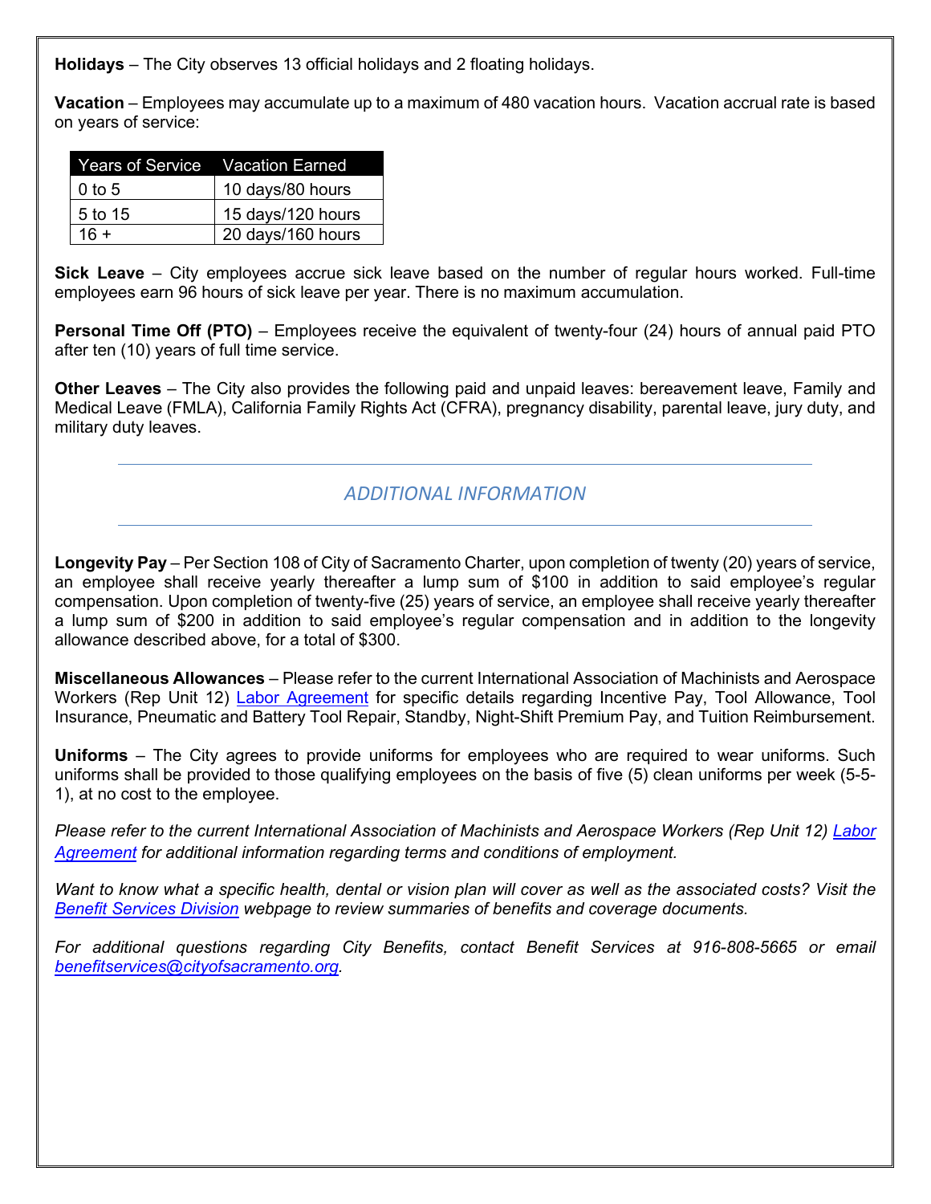**Holidays** – The City observes 13 official holidays and 2 floating holidays.

**Vacation** – Employees may accumulate up to a maximum of 480 vacation hours. Vacation accrual rate is based on years of service:

| Years of Service | Vacation Earned |
|---|---|
| 0 to 5 | 10 days/80 hours |
| 5 to 15 | 15 days/120 hours |
| 16 + | 20 days/160 hours |

**Sick Leave** – City employees accrue sick leave based on the number of regular hours worked. Full-time employees earn 96 hours of sick leave per year. There is no maximum accumulation.

**Personal Time Off (PTO)** – Employees receive the equivalent of twenty-four (24) hours of annual paid PTO after ten (10) years of full time service.

**Other Leaves** – The City also provides the following paid and unpaid leaves: bereavement leave, Family and Medical Leave (FMLA), California Family Rights Act (CFRA), pregnancy disability, parental leave, jury duty, and military duty leaves.

## *ADDITIONAL INFORMATION*

**Longevity Pay** – Per Section 108 of City of Sacramento Charter, upon completion of twenty (20) years of service, an employee shall receive yearly thereafter a lump sum of $100 in addition to said employee's regular compensation. Upon completion of twenty-five (25) years of service, an employee shall receive yearly thereafter a lump sum of $200 in addition to said employee's regular compensation and in addition to the longevity allowance described above, for a total of $300.

**Miscellaneous Allowances** – Please refer to the current International Association of Machinists and Aerospace Workers (Rep Unit 12) Labor Agreement for specific details regarding Incentive Pay, Tool Allowance, Tool Insurance, Pneumatic and Battery Tool Repair, Standby, Night-Shift Premium Pay, and Tuition Reimbursement.

**Uniforms** – The City agrees to provide uniforms for employees who are required to wear uniforms. Such uniforms shall be provided to those qualifying employees on the basis of five (5) clean uniforms per week (5-5-1), at no cost to the employee.

*Please refer to the current International Association of Machinists and Aerospace Workers (Rep Unit 12) Labor Agreement for additional information regarding terms and conditions of employment.*

*Want to know what a specific health, dental or vision plan will cover as well as the associated costs? Visit the Benefit Services Division webpage to review summaries of benefits and coverage documents.*

*For additional questions regarding City Benefits, contact Benefit Services at 916-808-5665 or email benefitservices@cityofsacramento.org.*